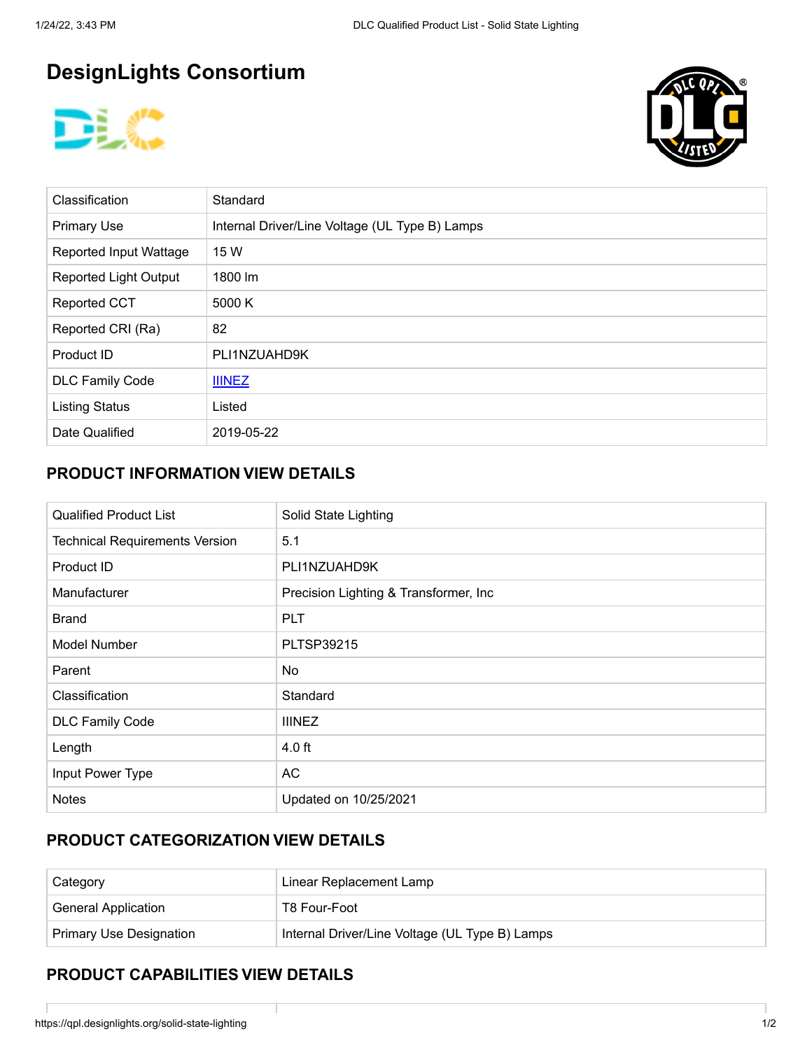# DesignLights Consortium

| | |
|---|---|
| Classification | Standard |
| Primary Use | Internal Driver/Line Voltage (UL Type B) Lamps |
| Reported Input Wattage | 15 W |
| Reported Light Output | 1800 lm |
| Reported CCT | 5000 K |
| Reported CRI (Ra) | 82 |
| Product ID | PLI1NZUAHD9K |
| DLC Family Code | IIINEZ |
| Listing Status | Listed |
| Date Qualified | 2019-05-22 |

## PRODUCT INFORMATION VIEW DETAILS

| | |
|---|---|
| Qualified Product List | Solid State Lighting |
| Technical Requirements Version | 5.1 |
| Product ID | PLI1NZUAHD9K |
| Manufacturer | Precision Lighting & Transformer, Inc |
| Brand | PLT |
| Model Number | PLTSP39215 |
| Parent | No |
| Classification | Standard |
| DLC Family Code | IIINEZ |
| Length | 4.0 ft |
| Input Power Type | AC |
| Notes | Updated on 10/25/2021 |

## PRODUCT CATEGORIZATION VIEW DETAILS

| | |
|---|---|
| Category | Linear Replacement Lamp |
| General Application | T8 Four-Foot |
| Primary Use Designation | Internal Driver/Line Voltage (UL Type B) Lamps |

## PRODUCT CAPABILITIES VIEW DETAILS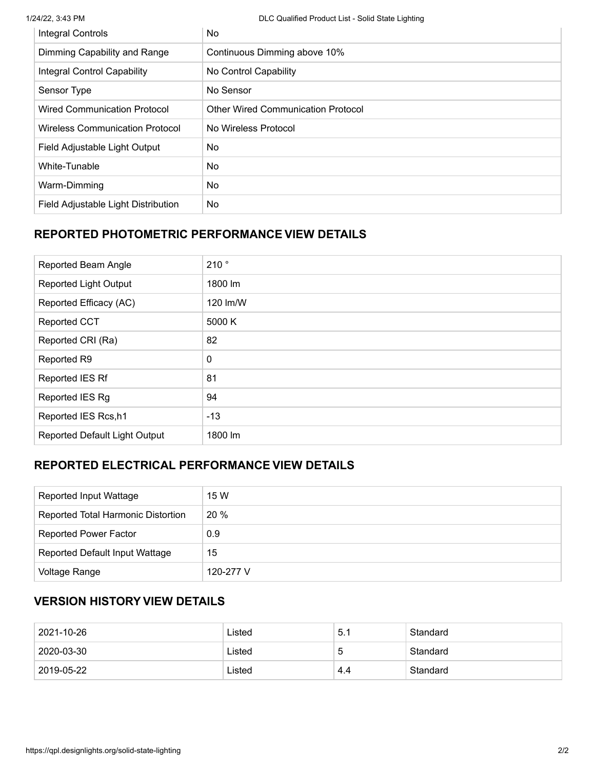| | |
|---|---|
| Integral Controls | No |
| Dimming Capability and Range | Continuous Dimming above 10% |
| Integral Control Capability | No Control Capability |
| Sensor Type | No Sensor |
| Wired Communication Protocol | Other Wired Communication Protocol |
| Wireless Communication Protocol | No Wireless Protocol |
| Field Adjustable Light Output | No |
| White-Tunable | No |
| Warm-Dimming | No |
| Field Adjustable Light Distribution | No |

## REPORTED PHOTOMETRIC PERFORMANCE VIEW DETAILS

| | |
|---|---|
| Reported Beam Angle | 210 ° |
| Reported Light Output | 1800 lm |
| Reported Efficacy (AC) | 120 lm/W |
| Reported CCT | 5000 K |
| Reported CRI (Ra) | 82 |
| Reported R9 | 0 |
| Reported IES Rf | 81 |
| Reported IES Rg | 94 |
| Reported IES Rcs,h1 | -13 |
| Reported Default Light Output | 1800 lm |

## REPORTED ELECTRICAL PERFORMANCE VIEW DETAILS

| | |
|---|---|
| Reported Input Wattage | 15 W |
| Reported Total Harmonic Distortion | 20 % |
| Reported Power Factor | 0.9 |
| Reported Default Input Wattage | 15 |
| Voltage Range | 120-277 V |

## VERSION HISTORY VIEW DETAILS

| | | | |
|---|---|---|---|
| 2021-10-26 | Listed | 5.1 | Standard |
| 2020-03-30 | Listed | 5 | Standard |
| 2019-05-22 | Listed | 4.4 | Standard |